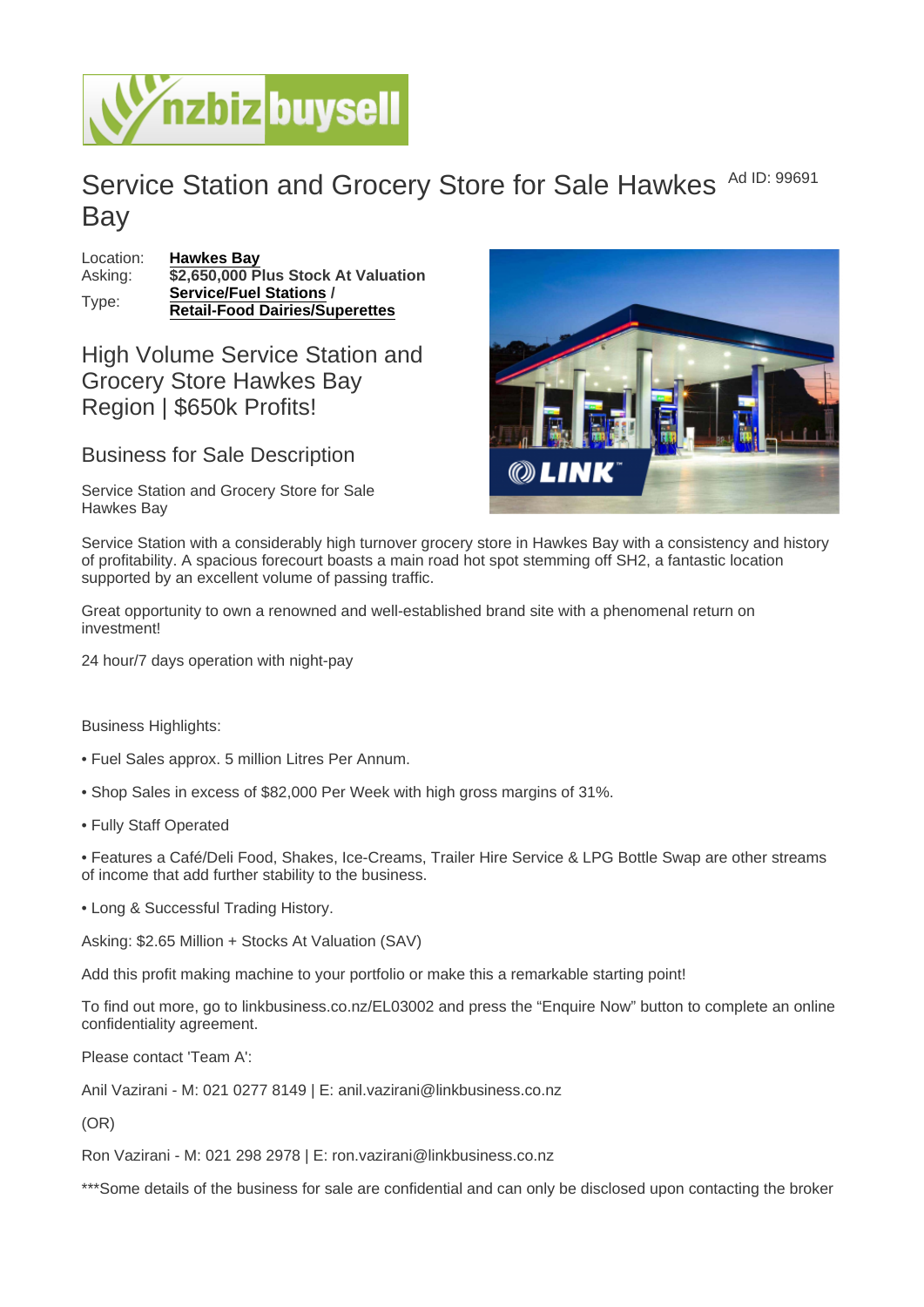# Service Station and Grocery Store for Sale Hawkes Bay

Ad ID: 99691

| | |
|---|---|
| Location: | **Hawkes Bay** |
| Asking: | **$2,650,000 Plus Stock At Valuation** |
| Type: | **Service/Fuel Stations / Retail-Food Dairies/Superettes** |

## High Volume Service Station and Grocery Store Hawkes Bay Region | $650k Profits!

### Business for Sale Description

Service Station and Grocery Store for Sale Hawkes Bay

Service Station with a considerably high turnover grocery store in Hawkes Bay with a consistency and history of profitability. A spacious forecourt boasts a main road hot spot stemming off SH2, a fantastic location supported by an excellent volume of passing traffic.

Great opportunity to own a renowned and well-established brand site with a phenomenal return on investment!

24 hour/7 days operation with night-pay

Business Highlights:

• Fuel Sales approx. 5 million Litres Per Annum.

• Shop Sales in excess of $82,000 Per Week with high gross margins of 31%.

• Fully Staff Operated

• Features a Café/Deli Food, Shakes, Ice-Creams, Trailer Hire Service & LPG Bottle Swap are other streams of income that add further stability to the business.

• Long & Successful Trading History.

Asking: $2.65 Million + Stocks At Valuation (SAV)

Add this profit making machine to your portfolio or make this a remarkable starting point!

To find out more, go to linkbusiness.co.nz/EL03002 and press the "Enquire Now" button to complete an online confidentiality agreement.

Please contact 'Team A':

Anil Vazirani - M: 021 0277 8149 | E: anil.vazirani@linkbusiness.co.nz

(OR)

Ron Vazirani - M: 021 298 2978 | E: ron.vazirani@linkbusiness.co.nz

***Some details of the business for sale are confidential and can only be disclosed upon contacting the broker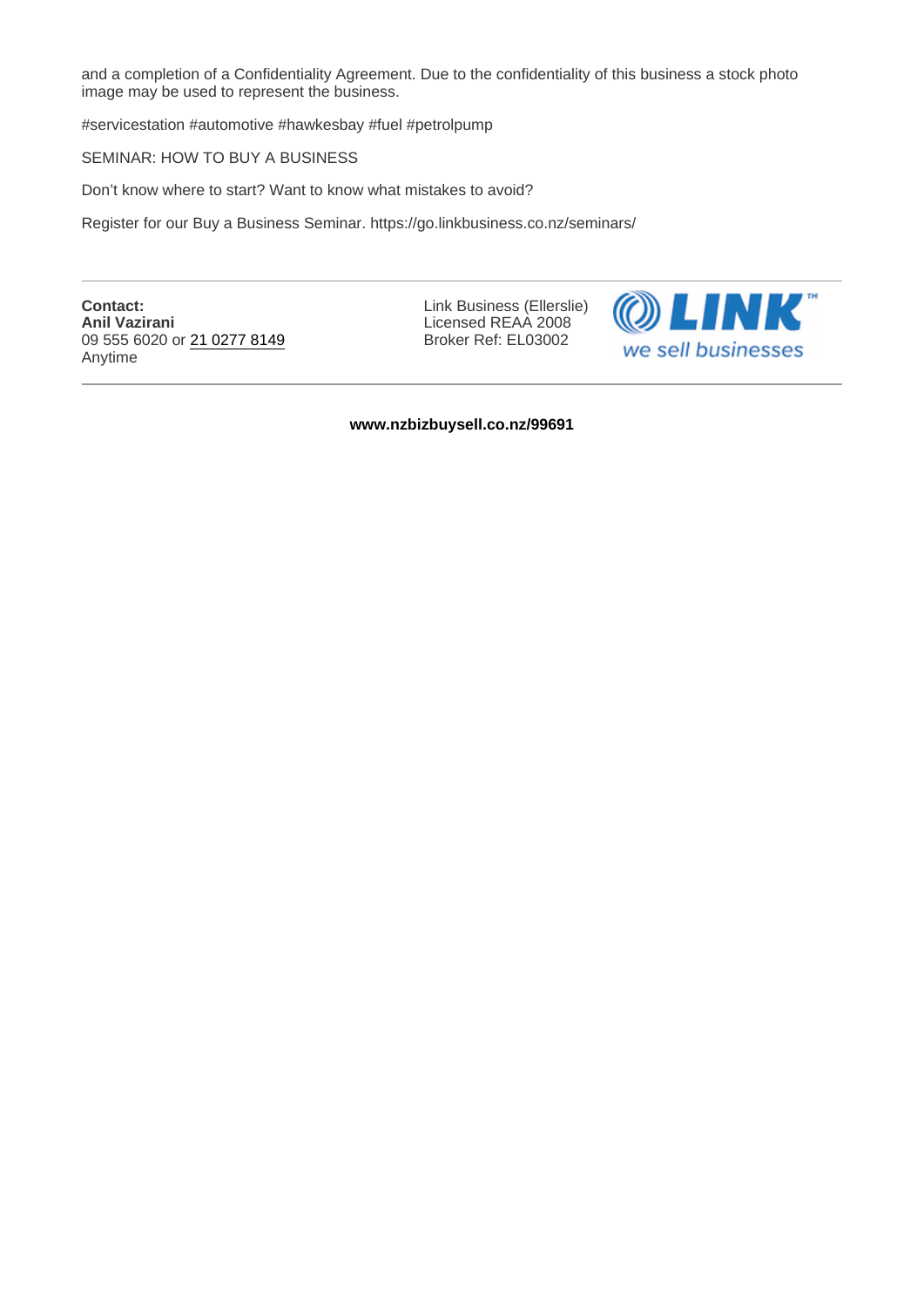and a completion of a Confidentiality Agreement. Due to the confidentiality of this business a stock photo image may be used to represent the business.

#servicestation #automotive #hawkesbay #fuel #petrolpump

SEMINAR: HOW TO BUY A BUSINESS

Don't know where to start? Want to know what mistakes to avoid?

Register for our Buy a Business Seminar. https://go.linkbusiness.co.nz/seminars/

---

**Contact:**
**Anil Vazirani**
09 555 6020 or 21 0277 8149
Anytime

Link Business (Ellerslie)
Licensed REAA 2008
Broker Ref: EL03002

LINK™
we sell businesses

---

**www.nzbizbuysell.co.nz/99691**